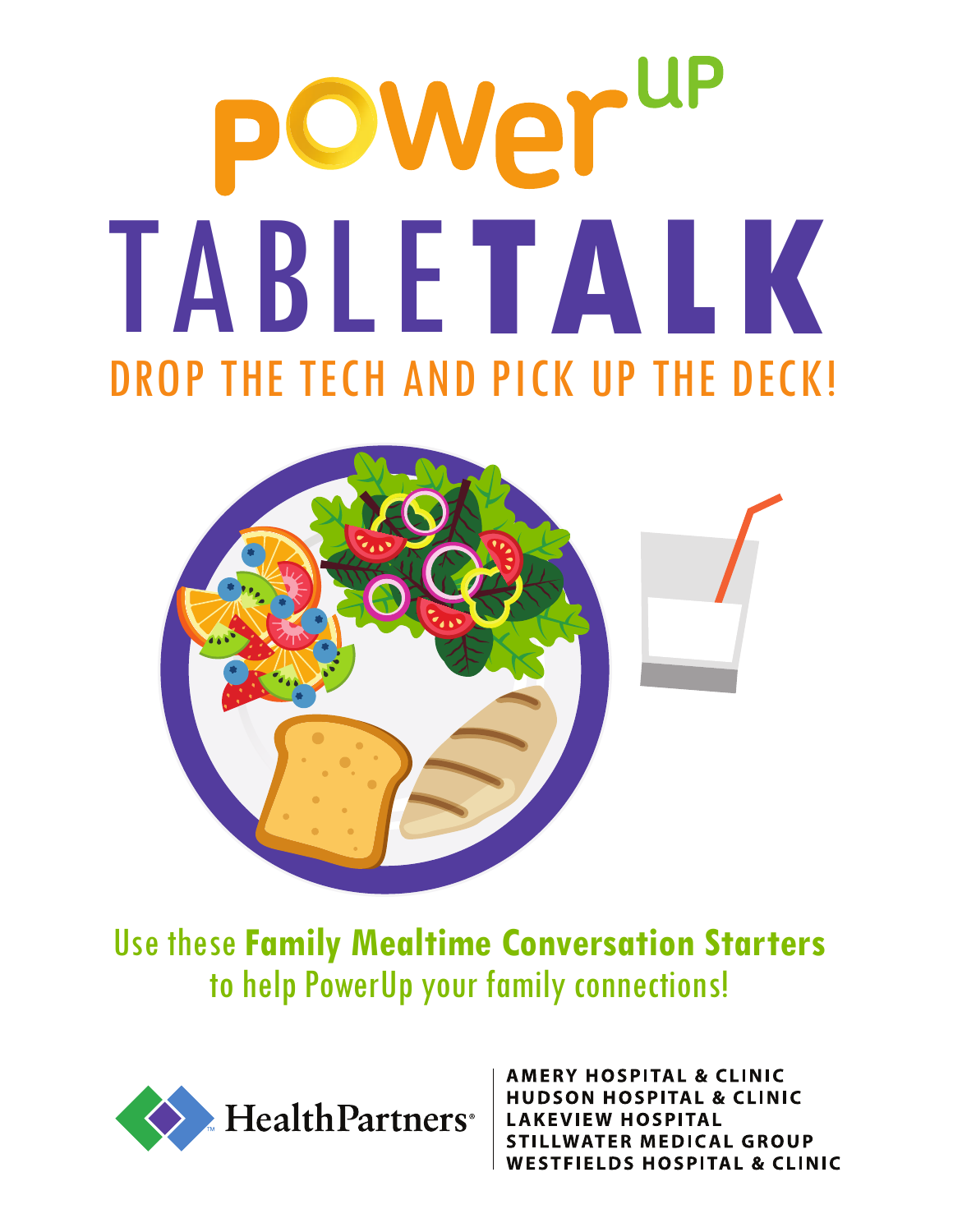# powerUP

# TABLETALK

## DROP THE TECH AND PICK UP THE DECK!

Use these **Family Mealtime Conversation Starters** to help PowerUp your family connections!

HealthPartners®

AMERY HOSPITAL & CLINIC
HUDSON HOSPITAL & CLINIC
LAKEVIEW HOSPITAL
STILLWATER MEDICAL GROUP
WESTFIELDS HOSPITAL & CLINIC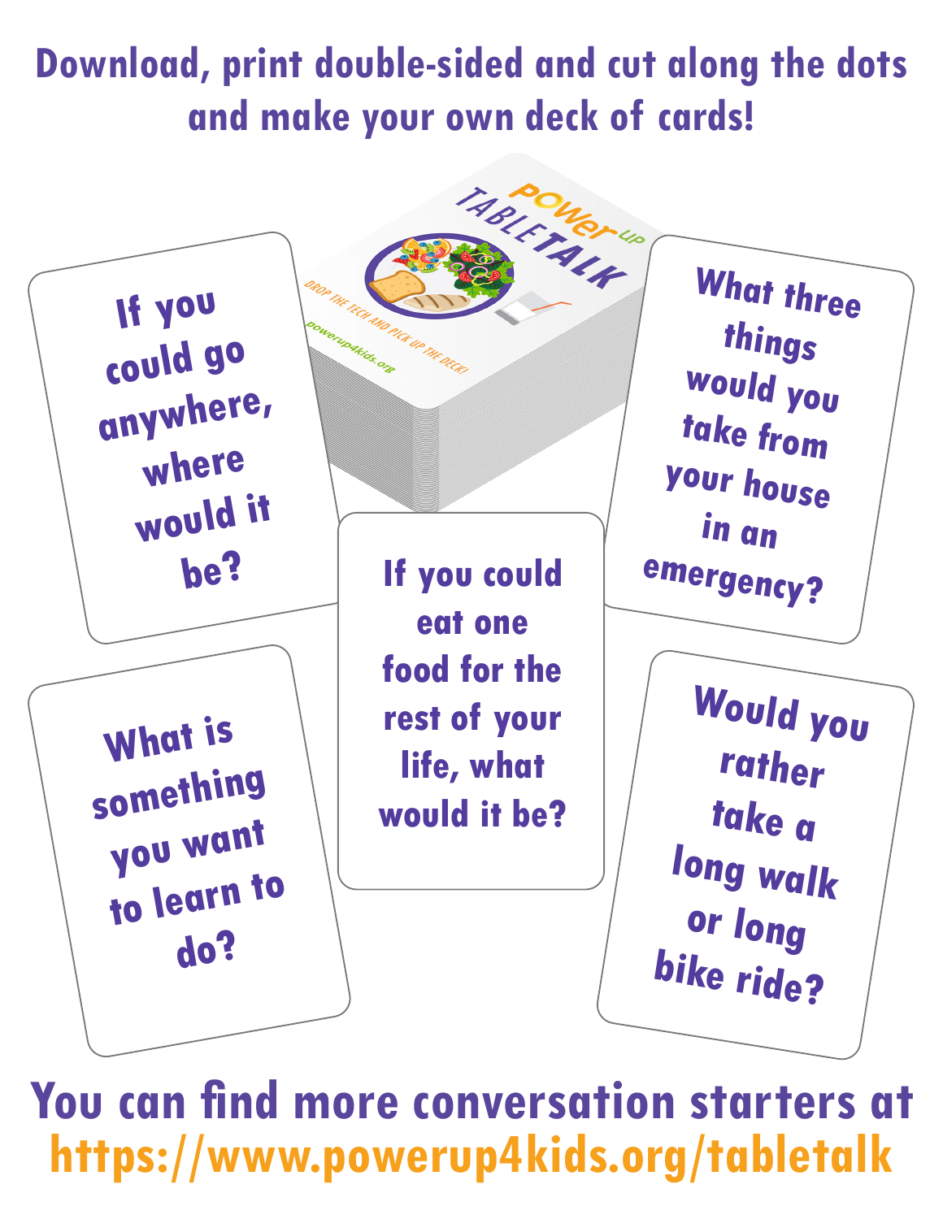# Download, print double-sided and cut along the dots and make your own deck of cards!

POWer UP TABLETALK

DROP THE TECH AND PICK UP THE DECK!

powerup4kids.org

If you could go anywhere, where would it be?

What three things would you take from your house in an emergency?

If you could eat one food for the rest of your life, what would it be?

What is something you want to learn to do?

Would you rather take a long walk or long bike ride?

## You can find more conversation starters at https://www.powerup4kids.org/tabletalk